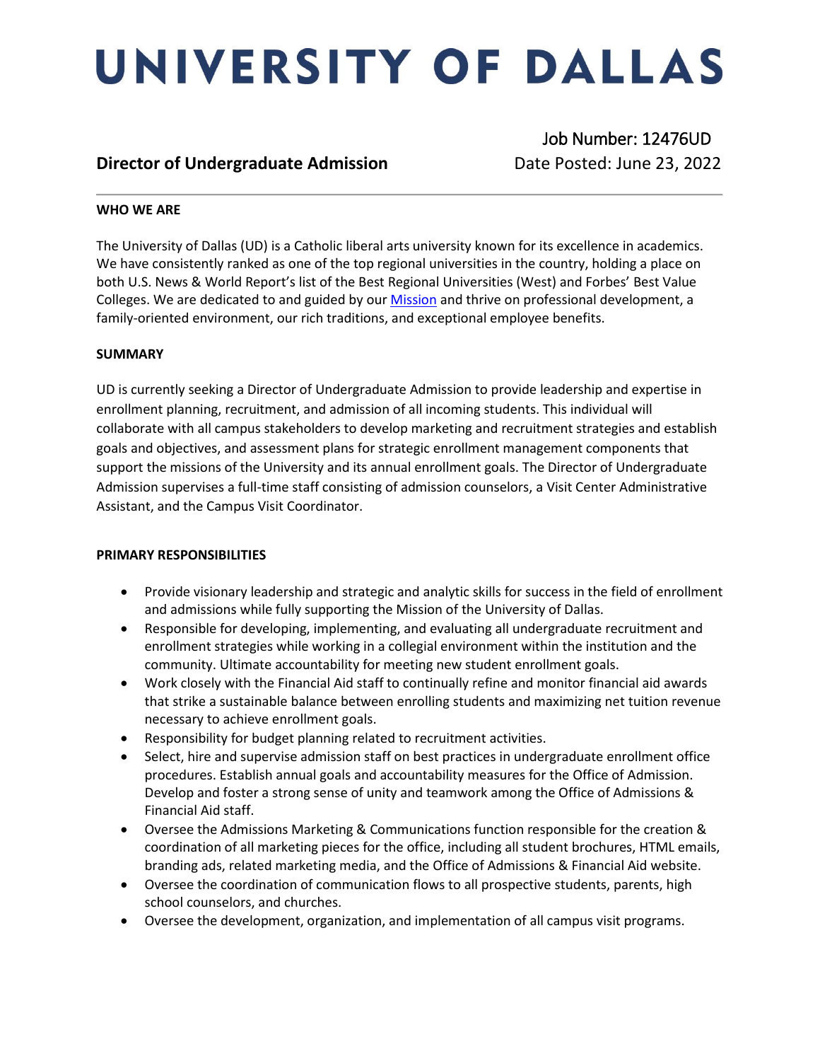# UNIVERSITY OF DALLAS

## Director of Undergraduate Admission

Job Number: 12476UD
Date Posted: June 23, 2022

---

**WHO WE ARE**

The University of Dallas (UD) is a Catholic liberal arts university known for its excellence in academics. We have consistently ranked as one of the top regional universities in the country, holding a place on both U.S. News & World Report's list of the Best Regional Universities (West) and Forbes' Best Value Colleges. We are dedicated to and guided by our [Mission] and thrive on professional development, a family-oriented environment, our rich traditions, and exceptional employee benefits.

**SUMMARY**

UD is currently seeking a Director of Undergraduate Admission to provide leadership and expertise in enrollment planning, recruitment, and admission of all incoming students. This individual will collaborate with all campus stakeholders to develop marketing and recruitment strategies and establish goals and objectives, and assessment plans for strategic enrollment management components that support the missions of the University and its annual enrollment goals. The Director of Undergraduate Admission supervises a full-time staff consisting of admission counselors, a Visit Center Administrative Assistant, and the Campus Visit Coordinator.

**PRIMARY RESPONSIBILITIES**

- Provide visionary leadership and strategic and analytic skills for success in the field of enrollment and admissions while fully supporting the Mission of the University of Dallas.
- Responsible for developing, implementing, and evaluating all undergraduate recruitment and enrollment strategies while working in a collegial environment within the institution and the community. Ultimate accountability for meeting new student enrollment goals.
- Work closely with the Financial Aid staff to continually refine and monitor financial aid awards that strike a sustainable balance between enrolling students and maximizing net tuition revenue necessary to achieve enrollment goals.
- Responsibility for budget planning related to recruitment activities.
- Select, hire and supervise admission staff on best practices in undergraduate enrollment office procedures. Establish annual goals and accountability measures for the Office of Admission. Develop and foster a strong sense of unity and teamwork among the Office of Admissions & Financial Aid staff.
- Oversee the Admissions Marketing & Communications function responsible for the creation & coordination of all marketing pieces for the office, including all student brochures, HTML emails, branding ads, related marketing media, and the Office of Admissions & Financial Aid website.
- Oversee the coordination of communication flows to all prospective students, parents, high school counselors, and churches.
- Oversee the development, organization, and implementation of all campus visit programs.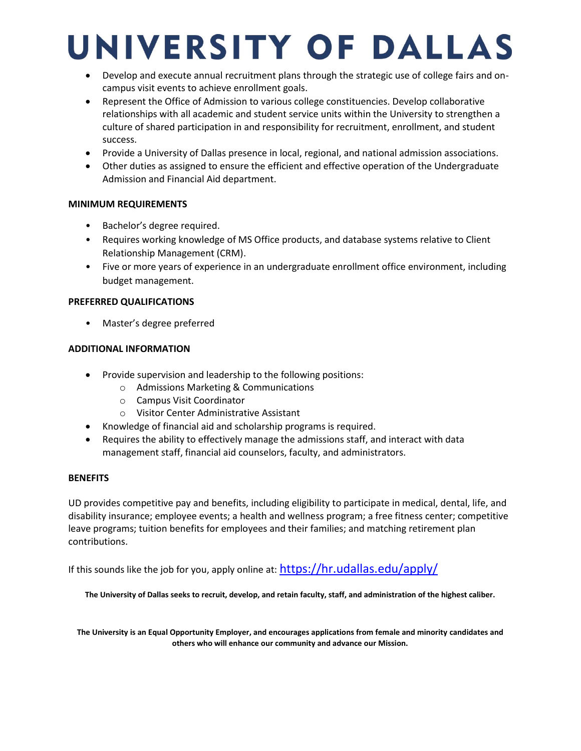# UNIVERSITY OF DALLAS

- Develop and execute annual recruitment plans through the strategic use of college fairs and on-campus visit events to achieve enrollment goals.
- Represent the Office of Admission to various college constituencies. Develop collaborative relationships with all academic and student service units within the University to strengthen a culture of shared participation in and responsibility for recruitment, enrollment, and student success.
- Provide a University of Dallas presence in local, regional, and national admission associations.
- Other duties as assigned to ensure the efficient and effective operation of the Undergraduate Admission and Financial Aid department.

**MINIMUM REQUIREMENTS**

- Bachelor's degree required.
- Requires working knowledge of MS Office products, and database systems relative to Client Relationship Management (CRM).
- Five or more years of experience in an undergraduate enrollment office environment, including budget management.

**PREFERRED QUALIFICATIONS**

- Master's degree preferred

**ADDITIONAL INFORMATION**

- Provide supervision and leadership to the following positions:
  - Admissions Marketing & Communications
  - Campus Visit Coordinator
  - Visitor Center Administrative Assistant
- Knowledge of financial aid and scholarship programs is required.
- Requires the ability to effectively manage the admissions staff, and interact with data management staff, financial aid counselors, faculty, and administrators.

**BENEFITS**

UD provides competitive pay and benefits, including eligibility to participate in medical, dental, life, and disability insurance; employee events; a health and wellness program; a free fitness center; competitive leave programs; tuition benefits for employees and their families; and matching retirement plan contributions.

If this sounds like the job for you, apply online at: https://hr.udallas.edu/apply/

**The University of Dallas seeks to recruit, develop, and retain faculty, staff, and administration of the highest caliber.**

**The University is an Equal Opportunity Employer, and encourages applications from female and minority candidates and others who will enhance our community and advance our Mission.**